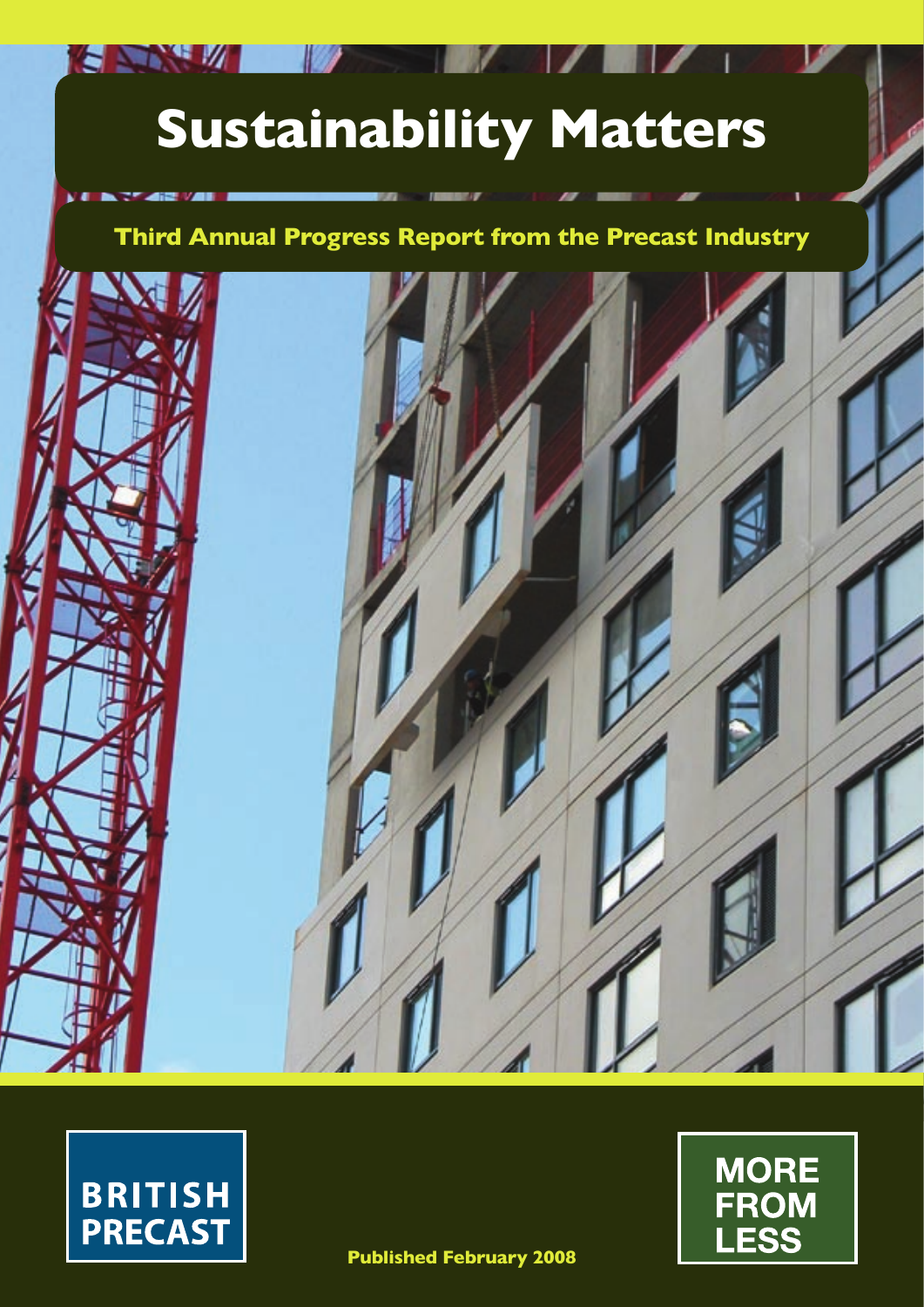# Sustainability Matters

## Third Annual Progress Report from the Precast Industry

BRITISH PRECAST

Published February 2008

MORE FROM LESS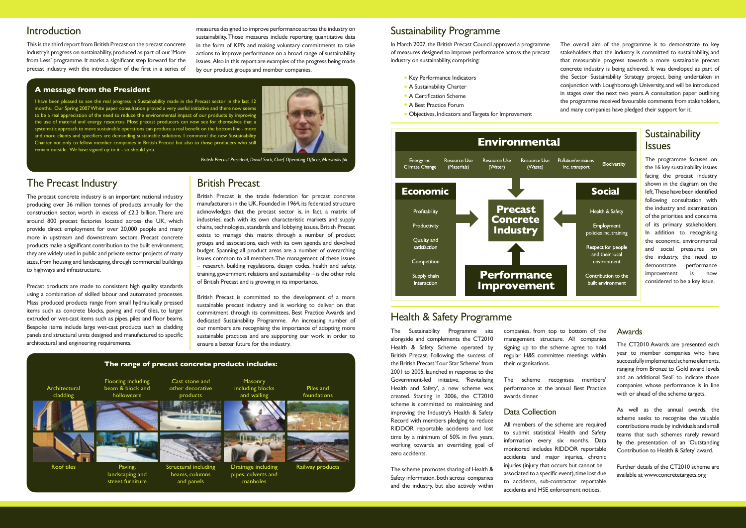## Introduction

This is the third report from British Precast on the precast concrete industry's progress on sustainability, produced as part of our 'More from Less' programme. It marks a significant step forward for the precast industry with the introduction of the first in a series of measures designed to improve performance across the industry on sustainability. Those measures include reporting quantitative data in the form of KPI's and making voluntary commitments to take actions to improve performance on a broad range of sustainability issues. Also in this report are examples of the progress being made by our product groups and member companies.

### A message from the President

I have been pleased to see the real progress in Sustainability made in the Precast sector in the last 12 months. Our Spring 2007 White paper consultation proved a very useful initiative and there now seems to be a real appreciation of the need to reduce the environmental impact of our products by improving the use of material and energy resources. Most precast producers can now see for themselves that a systematic approach to more sustainable operations can produce a real benefit on the bottom line - more and more clients and specifiers are demanding sustainable solutions. I commend the new Sustainability Charter not only to fellow member companies in British Precast but also to those producers who still remain outside. We have signed up to it - so should you.

*British Precast President, David Sarti, Chief Operating Officer, Marshalls plc*

## The Precast Industry

The precast concrete industry is an important national industry producing over 36 million tonnes of products annually for the construction sector, worth in excess of £2.3 billion. There are around 800 precast factories located across the UK, which provide direct employment for over 20,000 people and many more in upstream and downstream sectors. Precast concrete products make a significant contribution to the built environment; they are widely used in public and private sector projects of many sizes, from housing and landscaping, through commercial buildings to highways and infrastructure.

Precast products are made to consistent high quality standards using a combination of skilled labour and automated processes. Mass produced products range from small hydraulically pressed items such as concrete blocks, paving and roof tiles, to larger extruded or wet-cast items such as pipes, piles and floor beams. Bespoke items include large wet-cast products such as cladding panels and structural units designed and manufactured to specific architectural and engineering requirements.

## British Precast

British Precast is the trade federation for precast concrete manufacturers in the UK. Founded in 1964, its federated structure acknowledges that the precast sector is, in fact, a matrix of industries, each with its own characteristic markets and supply chains, technologies, standards and lobbying issues. British Precast exists to manage this matrix through a number of product groups and associations, each with its own agenda and devolved budget. Spanning all product areas are a number of overarching issues common to all members. The management of these issues – research, building regulations, design codes, health and safety, training, government relations and sustainability – is the other role of British Precast and is growing in its importance.

British Precast is committed to the development of a more sustainable precast industry and is working to deliver on that commitment through its committees, Best Practice Awards and dedicated Sustainability Programme. An increasing number of our members are recognising the importance of adopting more sustainable practices and are supporting our work in order to ensure a better future for the industry.

### The range of precast concrete products includes:

- Architectural cladding
- Flooring including beam & block and hollowcore
- Cast stone and other decorative products
- Masonry including blocks and walling
- Piles and foundations
- Roof tiles
- Paving, landscaping and street furniture
- Structural including beams, columns and panels
- Drainage including pipes, culverts and manholes
- Railway products

## Sustainability Programme

In March 2007, the British Precast Council approved a programme of measures designed to improve performance across the precast industry on sustainability, comprising:

- Key Performance Indicators
- A Sustainability Charter
- A Certification Scheme
- A Best Practice Forum
- Objectives, Indicators and Targets for Improvement

The overall aim of the programme is to demonstrate to key stakeholders that the industry is committed to sustainability, and that measurable progress towards a more sustainable precast concrete industry is being achieved. It was developed as part of the Sector Sustainability Strategy project, being undertaken in conjunction with Loughborough University, and will be introduced in stages over the next two years. A consultation paper outlining the programme received favourable comments from stakeholders, and many companies have pledged their support for it.

**Environmental**: Energy inc. Climate Change; Resource Use (Materials); Resource Use (Water); Resource Use (Waste); Pollution/emissions inc. transport; Biodiversity

**Economic**: Profitability; Productivity; Quality and satisfaction; Competition; Supply chain interaction

**Social**: Health & Safety; Employment policies inc. training; Respect for people and their local environment; Contribution to the built environment

**Precast Concrete Industry** — **Performance Improvement**

## Sustainability Issues

The programme focuses on the 16 key sustainability issues facing the precast industry shown in the diagram on the left. These have been identified following consultation with the industry and examination of the priorities and concerns of its primary stakeholders. In addition to recognising the economic, environmental and social pressures on the industry, the need to demonstrate performance improvement is now considered to be a key issue.

## Health & Safety Programme

The Sustainability Programme sits alongside and complements the CT2010 Health & Safety Scheme operated by British Precast. Following the success of the British Precast 'Four Star Scheme' from 2001 to 2005, launched in response to the Government-led initiative, 'Revitalising Health and Safety', a new scheme was created. Starting in 2006, the CT2010 scheme is committed to maintaining and improving the Industry's Health & Safety Record with members pledging to reduce RIDDOR reportable accidents and lost time by a minimum of 50% in five years, working towards an overriding goal of zero accidents.

The scheme promotes sharing of Health & Safety information, both across companies and the industry, but also actively within companies, from top to bottom of the management structure. All companies signing up to the scheme agree to hold regular H&S committee meetings within their organisations.

The scheme recognises members' performance at the annual Best Practice awards dinner.

### Data Collection

All members of the scheme are required to submit statistical Health and Safety information every six months. Data monitored includes RIDDOR reportable accidents and major injuries, chronic injuries (injury that occurs but cannot be associated to a specific event), time lost due to accidents, sub-contractor reportable accidents and HSE enforcement notices.

### Awards

The CT2010 Awards are presented each year to member companies who have successfully implemented scheme elements, ranging from Bronze to Gold award levels and an additional 'Seal' to indicate those companies whose performance is in line with or ahead of the scheme targets.

As well as the annual awards, the scheme seeks to recognise the valuable contributions made by individuals and small teams that such schemes rarely reward by the presentation of an 'Outstanding Contribution to Health & Safety' award.

Further details of the CT2010 scheme are available at www.concretetargets.org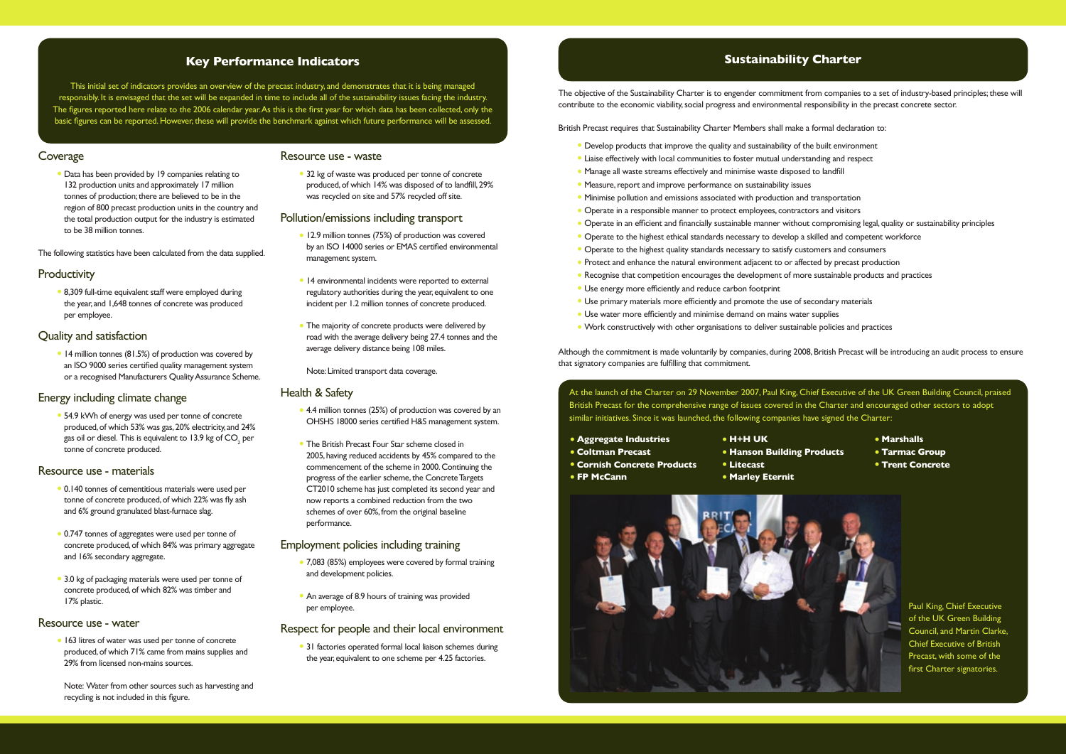## Key Performance Indicators

This initial set of indicators provides an overview of the precast industry, and demonstrates that it is being managed responsibly. It is envisaged that the set will be expanded in time to include all of the sustainability issues facing the industry. The figures reported here relate to the 2006 calendar year. As this is the first year for which data has been collected, only the basic figures can be reported. However, these will provide the benchmark against which future performance will be assessed.

### Coverage

- Data has been provided by 19 companies relating to 132 production units and approximately 17 million tonnes of production; there are believed to be in the region of 800 precast production units in the country and the total production output for the industry is estimated to be 38 million tonnes.

The following statistics have been calculated from the data supplied.

### Productivity

- 8,309 full-time equivalent staff were employed during the year, and 1,648 tonnes of concrete was produced per employee.

### Quality and satisfaction

- 14 million tonnes (81.5%) of production was covered by an ISO 9000 series certified quality management system or a recognised Manufacturers Quality Assurance Scheme.

### Energy including climate change

- 54.9 kWh of energy was used per tonne of concrete produced, of which 53% was gas, 20% electricity, and 24% gas oil or diesel. This is equivalent to 13.9 kg of $CO_2$ per tonne of concrete produced.

### Resource use - materials

- 0.140 tonnes of cementitious materials were used per tonne of concrete produced, of which 22% was fly ash and 6% ground granulated blast-furnace slag.
- 0.747 tonnes of aggregates were used per tonne of concrete produced, of which 84% was primary aggregate and 16% secondary aggregate.
- 3.0 kg of packaging materials were used per tonne of concrete produced, of which 82% was timber and 17% plastic.

### Resource use - water

- 163 litres of water was used per tonne of concrete produced, of which 71% came from mains supplies and 29% from licensed non-mains sources.

Note: Water from other sources such as harvesting and recycling is not included in this figure.

### Resource use - waste

- 32 kg of waste was produced per tonne of concrete produced, of which 14% was disposed of to landfill, 29% was recycled on site and 57% recycled off site.

### Pollution/emissions including transport

- 12.9 million tonnes (75%) of production was covered by an ISO 14000 series or EMAS certified environmental management system.
- 14 environmental incidents were reported to external regulatory authorities during the year, equivalent to one incident per 1.2 million tonnes of concrete produced.
- The majority of concrete products were delivered by road with the average delivery being 27.4 tonnes and the average delivery distance being 108 miles.

Note: Limited transport data coverage.

### Health & Safety

- 4.4 million tonnes (25%) of production was covered by an OHSHS 18000 series certified H&S management system.
- The British Precast Four Star scheme closed in 2005, having reduced accidents by 45% compared to the commencement of the scheme in 2000. Continuing the progress of the earlier scheme, the Concrete Targets CT2010 scheme has just completed its second year and now reports a combined reduction from the two schemes of over 60%, from the original baseline performance.

### Employment policies including training

- 7,083 (85%) employees were covered by formal training and development policies.
- An average of 8.9 hours of training was provided per employee.

### Respect for people and their local environment

- 31 factories operated formal local liaison schemes during the year, equivalent to one scheme per 4.25 factories.

## Sustainability Charter

The objective of the Sustainability Charter is to engender commitment from companies to a set of industry-based principles; these will contribute to the economic viability, social progress and environmental responsibility in the precast concrete sector.

British Precast requires that Sustainability Charter Members shall make a formal declaration to:

- Develop products that improve the quality and sustainability of the built environment
- Liaise effectively with local communities to foster mutual understanding and respect
- Manage all waste streams effectively and minimise waste disposed to landfill
- Measure, report and improve performance on sustainability issues
- Minimise pollution and emissions associated with production and transportation
- Operate in a responsible manner to protect employees, contractors and visitors
- Operate in an efficient and financially sustainable manner without compromising legal, quality or sustainability principles
- Operate to the highest ethical standards necessary to develop a skilled and competent workforce
- Operate to the highest quality standards necessary to satisfy customers and consumers
- Protect and enhance the natural environment adjacent to or affected by precast production
- Recognise that competition encourages the development of more sustainable products and practices
- Use energy more efficiently and reduce carbon footprint
- Use primary materials more efficiently and promote the use of secondary materials
- Use water more efficiently and minimise demand on mains water supplies
- Work constructively with other organisations to deliver sustainable policies and practices

Although the commitment is made voluntarily by companies, during 2008, British Precast will be introducing an audit process to ensure that signatory companies are fulfilling that commitment.

At the launch of the Charter on 29 November 2007, Paul King, Chief Executive of the UK Green Building Council, praised British Precast for the comprehensive range of issues covered in the Charter and encouraged other sectors to adopt similar initiatives. Since it was launched, the following companies have signed the Charter:

- **Aggregate Industries**
- **Coltman Precast**
- **Cornish Concrete Products**
- **FP McCann**
- **H+H UK**
- **Hanson Building Products**
- **Litecast**
- **Marley Eternit**
- **Marshalls**
- **Tarmac Group**
- **Trent Concrete**

Paul King, Chief Executive of the UK Green Building Council, and Martin Clarke, Chief Executive of British Precast, with some of the first Charter signatories.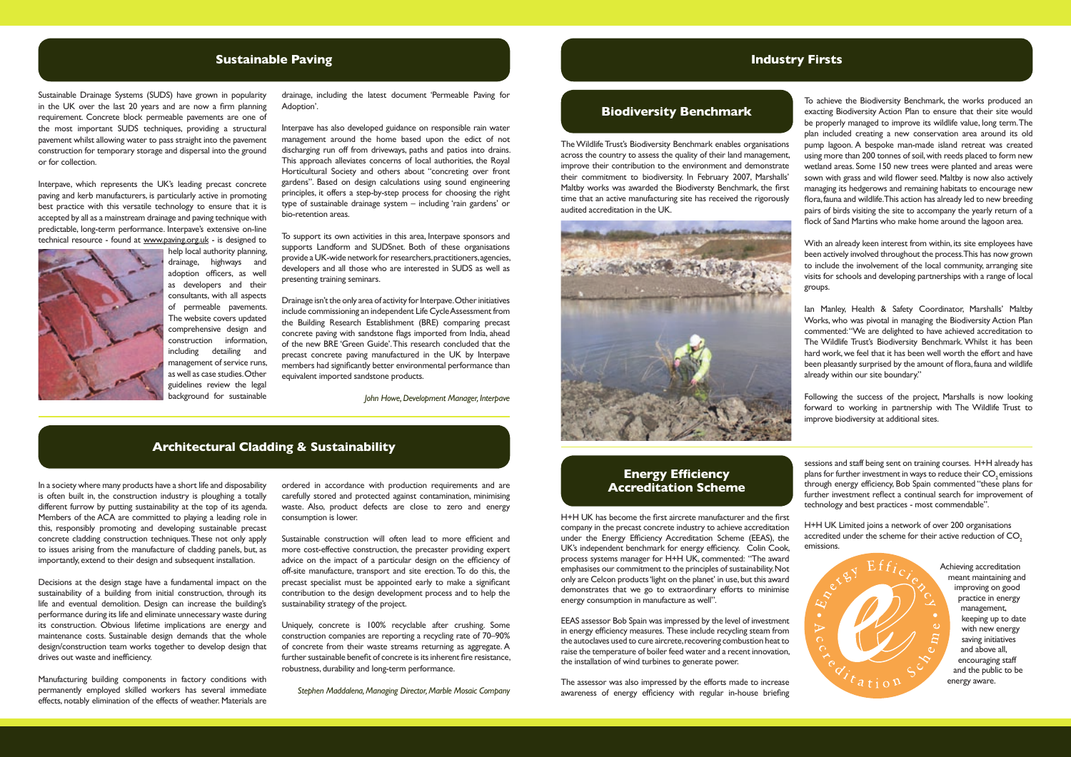## Sustainable Paving

Sustainable Drainage Systems (SUDS) have grown in popularity in the UK over the last 20 years and are now a firm planning requirement. Concrete block permeable pavements are one of the most important SUDS techniques, providing a structural pavement whilst allowing water to pass straight into the pavement construction for temporary storage and dispersal into the ground or for collection.

Interpave, which represents the UK's leading precast concrete paving and kerb manufacturers, is particularly active in promoting best practice with this versatile technology to ensure that it is accepted by all as a mainstream drainage and paving technique with predictable, long-term performance. Interpave's extensive on-line technical resource - found at www.paving.org.uk - is designed to help local authority planning, drainage, highways and adoption officers, as well as developers and their consultants, with all aspects of permeable pavements. The website covers updated comprehensive design and construction information, including detailing and management of service runs, as well as case studies. Other guidelines review the legal background for sustainable drainage, including the latest document 'Permeable Paving for Adoption'.

Interpave has also developed guidance on responsible rain water management around the home based upon the edict of not discharging run off from driveways, paths and patios into drains. This approach alleviates concerns of local authorities, the Royal Horticultural Society and others about "concreting over front gardens". Based on design calculations using sound engineering principles, it offers a step-by-step process for choosing the right type of sustainable drainage system – including 'rain gardens' or bio-retention areas.

To support its own activities in this area, Interpave sponsors and supports Landform and SUDSnet. Both of these organisations provide a UK-wide network for researchers, practitioners, agencies, developers and all those who are interested in SUDS as well as presenting training seminars.

Drainage isn't the only area of activity for Interpave. Other initiatives include commissioning an independent Life Cycle Assessment from the Building Research Establishment (BRE) comparing precast concrete paving with sandstone flags imported from India, ahead of the new BRE 'Green Guide'. This research concluded that the precast concrete paving manufactured in the UK by Interpave members had significantly better environmental performance than equivalent imported sandstone products.

*John Howe, Development Manager, Interpave*

## Architectural Cladding & Sustainability

In a society where many products have a short life and disposability is often built in, the construction industry is ploughing a totally different furrow by putting sustainability at the top of its agenda. Members of the ACA are committed to playing a leading role in this, responsibly promoting and developing sustainable precast concrete cladding construction techniques. These not only apply to issues arising from the manufacture of cladding panels, but, as importantly, extend to their design and subsequent installation.

Decisions at the design stage have a fundamental impact on the sustainability of a building from initial construction, through its life and eventual demolition. Design can increase the building's performance during its life and eliminate unnecessary waste during its construction. Obvious lifetime implications are energy and maintenance costs. Sustainable design demands that the whole design/construction team works together to develop design that drives out waste and inefficiency.

Manufacturing building components in factory conditions with permanently employed skilled workers has several immediate effects, notably elimination of the effects of weather. Materials are ordered in accordance with production requirements and are carefully stored and protected against contamination, minimising waste. Also, product defects are close to zero and energy consumption is lower.

Sustainable construction will often lead to more efficient and more cost-effective construction, the precaster providing expert advice on the impact of a particular design on the efficiency of off-site manufacture, transport and site erection. To do this, the precast specialist must be appointed early to make a significant contribution to the design development process and to help the sustainability strategy of the project.

Uniquely, concrete is 100% recyclable after crushing. Some construction companies are reporting a recycling rate of 70–90% of concrete from their waste streams returning as aggregate. A further sustainable benefit of concrete is its inherent fire resistance, robustness, durability and long-term performance.

*Stephen Maddalena, Managing Director, Marble Mosaic Company*

## Industry Firsts

### Biodiversity Benchmark

The Wildlife Trust's Biodiversity Benchmark enables organisations across the country to assess the quality of their land management, improve their contribution to the environment and demonstrate their commitment to biodiversity. In February 2007, Marshalls' Maltby works was awarded the Biodiversty Benchmark, the first time that an active manufacturing site has received the rigorously audited accreditation in the UK.

To achieve the Biodiversity Benchmark, the works produced an exacting Biodiversity Action Plan to ensure that their site would be properly managed to improve its wildlife value, long term. The plan included creating a new conservation area around its old pump lagoon. A bespoke man-made island retreat was created using more than 200 tonnes of soil, with reeds placed to form new wetland areas. Some 150 new trees were planted and areas were sown with grass and wild flower seed. Maltby is now also actively managing its hedgerows and remaining habitats to encourage new flora, fauna and wildlife. This action has already led to new breeding pairs of birds visiting the site to accompany the yearly return of a flock of Sand Martins who make home around the lagoon area.

With an already keen interest from within, its site employees have been actively involved throughout the process. This has now grown to include the involvement of the local community, arranging site visits for schools and developing partnerships with a range of local groups.

Ian Manley, Health & Safety Coordinator, Marshalls' Maltby Works, who was pivotal in managing the Biodiversity Action Plan commented: "We are delighted to have achieved accreditation to The Wildlife Trust's Biodiversity Benchmark. Whilst it has been hard work, we feel that it has been well worth the effort and have been pleasantly surprised by the amount of flora, fauna and wildlife already within our site boundary."

Following the success of the project, Marshalls is now looking forward to working in partnership with The Wildlife Trust to improve biodiversity at additional sites.

### Energy Efficiency Accreditation Scheme

H+H UK has become the first aircrete manufacturer and the first company in the precast concrete industry to achieve accreditation under the Energy Efficiency Accreditation Scheme (EEAS), the UK's independent benchmark for energy efficiency. Colin Cook, process systems manager for H+H UK, commented: "The award emphasises our commitment to the principles of sustainability. Not only are Celcon products 'light on the planet' in use, but this award demonstrates that we go to extraordinary efforts to minimise energy consumption in manufacture as well".

EEAS assessor Bob Spain was impressed by the level of investment in energy efficiency measures. These include recycling steam from the autoclaves used to cure aircrete, recovering combustion heat to raise the temperature of boiler feed water and a recent innovation, the installation of wind turbines to generate power.

The assessor was also impressed by the efforts made to increase awareness of energy efficiency with regular in-house briefing sessions and staff being sent on training courses. H+H already has plans for further investment in ways to reduce their $CO_2$ emissions through energy efficiency, Bob Spain commented "these plans for further investment reflect a continual search for improvement of technology and best practices - most commendable".

H+H UK Limited joins a network of over 200 organisations accredited under the scheme for their active reduction of $CO_2$ emissions.

Energy Efficiency Accreditation Scheme

Achieving accreditation meant maintaining and improving on good practice in energy management, keeping up to date with new energy saving initiatives and above all, encouraging staff and the public to be energy aware.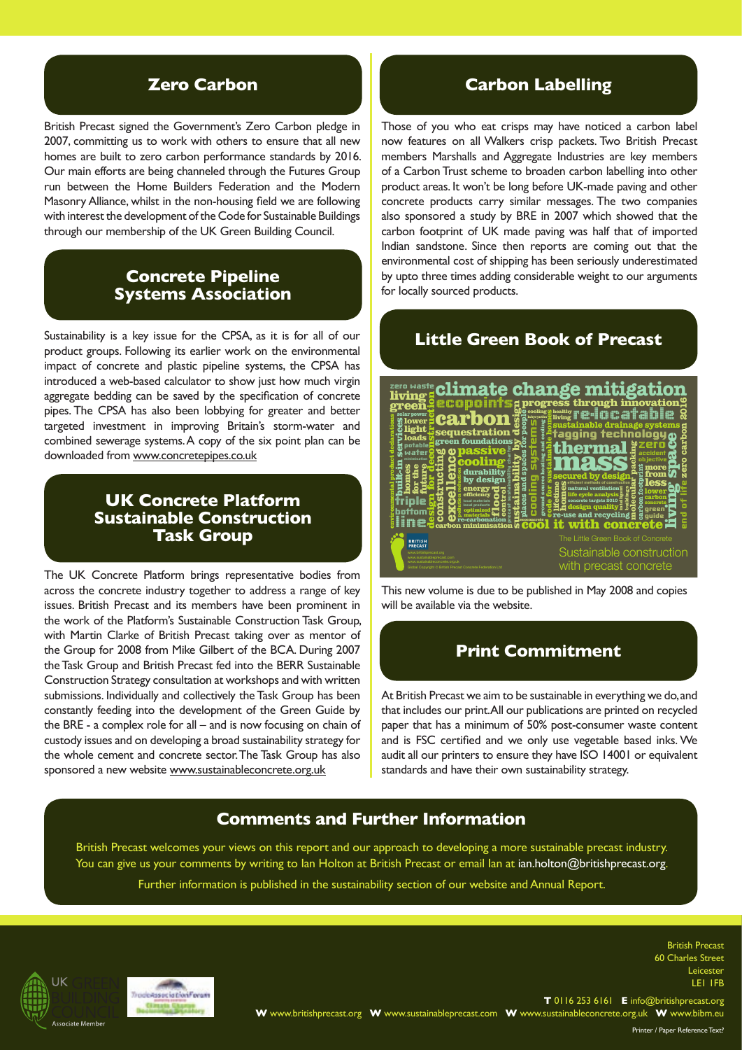## Zero Carbon

British Precast signed the Government's Zero Carbon pledge in 2007, committing us to work with others to ensure that all new homes are built to zero carbon performance standards by 2016. Our main efforts are being channeled through the Futures Group run between the Home Builders Federation and the Modern Masonry Alliance, whilst in the non-housing field we are following with interest the development of the Code for Sustainable Buildings through our membership of the UK Green Building Council.

## Concrete Pipeline Systems Association

Sustainability is a key issue for the CPSA, as it is for all of our product groups. Following its earlier work on the environmental impact of concrete and plastic pipeline systems, the CPSA has introduced a web-based calculator to show just how much virgin aggregate bedding can be saved by the specification of concrete pipes. The CPSA has also been lobbying for greater and better targeted investment in improving Britain's storm-water and combined sewerage systems. A copy of the six point plan can be downloaded from www.concretepipes.co.uk

## UK Concrete Platform Sustainable Construction Task Group

The UK Concrete Platform brings representative bodies from across the concrete industry together to address a range of key issues. British Precast and its members have been prominent in the work of the Platform's Sustainable Construction Task Group, with Martin Clarke of British Precast taking over as mentor of the Group for 2008 from Mike Gilbert of the BCA. During 2007 the Task Group and British Precast fed into the BERR Sustainable Construction Strategy consultation at workshops and with written submissions. Individually and collectively the Task Group has been constantly feeding into the development of the Green Guide by the BRE - a complex role for all – and is now focusing on chain of custody issues and on developing a broad sustainability strategy for the whole cement and concrete sector. The Task Group has also sponsored a new website www.sustainableconcrete.org.uk

## Carbon Labelling

Those of you who eat crisps may have noticed a carbon label now features on all Walkers crisp packets. Two British Precast members Marshalls and Aggregate Industries are key members of a Carbon Trust scheme to broaden carbon labelling into other product areas. It won't be long before UK-made paving and other concrete products carry similar messages. The two companies also sponsored a study by BRE in 2007 which showed that the carbon footprint of UK made paving was half that of imported Indian sandstone. Since then reports are coming out that the environmental cost of shipping has been seriously underestimated by upto three times adding considerable weight to our arguments for locally sourced products.

## Little Green Book of Precast

This new volume is due to be published in May 2008 and copies will be available via the website.

## Print Commitment

At British Precast we aim to be sustainable in everything we do, and that includes our print. All our publications are printed on recycled paper that has a minimum of 50% post-consumer waste content and is FSC certified and we only use vegetable based inks. We audit all our printers to ensure they have ISO 14001 or equivalent standards and have their own sustainability strategy.

## Comments and Further Information

British Precast welcomes your views on this report and our approach to developing a more sustainable precast industry. You can give us your comments by writing to Ian Holton at British Precast or email Ian at ian.holton@britishprecast.org.

Further information is published in the sustainability section of our website and Annual Report.

British Precast
60 Charles Street
Leicester
LE1 1FB

**T** 0116 253 6161 **E** info@britishprecast.org

**W** www.britishprecast.org **W** www.sustainableprecast.com **W** www.sustainableconcrete.org.uk **W** www.bibm.eu

Printer / Paper Reference Text?